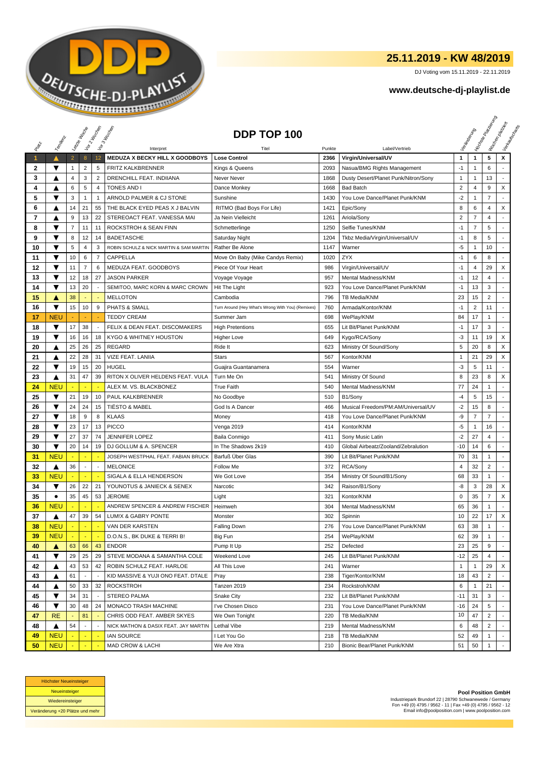# 25.11.2019 - KW 48/2019

DJ Voting vom 15.11.2019 - 22.11.2019

**www.deutsche-dj-playlist.de**

## DDP TOP 100

| Platz | Tendenz | Letzte Woche | Vor 2 Wochen | Vor 3 Wochen | Interpret | Titel | Punkte | Label/Vertrieb | Veränderung | Höchste Platzierung | Wochen platziert | Verkaufscharts |
|---|---|---|---|---|---|---|---|---|---|---|---|---|
| 1 | ▲ | 2 | 8 | 12 | **MEDUZA X BECKY HILL X GOODBOYS** | **Lose Control** | **2366** | **Virgin/Universal/UV** | **1** | **1** | **5** | **X** |
| 2 | ▼ | 1 | 2 | 5 | FRITZ KALKBRENNER | Kings & Queens | 2093 | Nasua/BMG Rights Management | -1 | 1 | 6 | - |
| 3 | ▲ | 4 | 3 | 2 | DRENCHILL FEAT. INDIIANA | Never Never | 1868 | Dusty Desert/Planet Punk/Nitron/Sony | 1 | 1 | 13 | - |
| 4 | ▲ | 6 | 5 | 4 | TONES AND I | Dance Monkey | 1668 | Bad Batch | 2 | 4 | 9 | X |
| 5 | ▼ | 3 | 1 | 1 | ARNOLD PALMER & CJ STONE | Sunshine | 1430 | You Love Dance/Planet Punk/KNM | -2 | 1 | 7 | - |
| 6 | ▲ | 14 | 21 | 55 | THE BLACK EYED PEAS X J BALVIN | RITMO (Bad Boys For Life) | 1421 | Epic/Sony | 8 | 6 | 4 | X |
| 7 | ▲ | 9 | 13 | 22 | STEREOACT FEAT. VANESSA MAI | Ja Nein Vielleicht | 1261 | Ariola/Sony | 2 | 7 | 4 | - |
| 8 | ▼ | 7 | 11 | 11 | ROCKSTROH & SEAN FINN | Schmetterlinge | 1250 | Selfie Tunes/KNM | -1 | 7 | 5 | - |
| 9 | ▼ | 8 | 12 | 14 | BADETASCHE | Saturday Night | 1204 | Tkbz Media/Virgin/Universal/UV | -1 | 8 | 5 | - |
| 10 | ▼ | 5 | 4 | 3 | ROBIN SCHULZ & NICK MARTIN & SAM MARTIN | Rather Be Alone | 1147 | Warner | -5 | 1 | 10 | - |
| 11 | ▼ | 10 | 6 | 7 | CAPPELLA | Move On Baby (Mike Candys Remix) | 1020 | ZYX | -1 | 6 | 8 | - |
| 12 | ▼ | 11 | 7 | 6 | MEDUZA FEAT. GOODBOYS | Piece Of Your Heart | 986 | Virgin/Universal/UV | -1 | 4 | 29 | X |
| 13 | ▼ | 12 | 18 | 27 | JASON PARKER | Voyage Voyage | 957 | Mental Madness/KNM | -1 | 12 | 4 | - |
| 14 | ▼ | 13 | 20 | - | SEMITOO, MARC KORN & MARC CROWN | Hit The Light | 923 | You Love Dance/Planet Punk/KNM | -1 | 13 | 3 | - |
| 15 | ▲ | 38 | - | - | MELLOTON | Cambodia | 796 | TB Media/KNM | 23 | 15 | 2 | - |
| 16 | ▼ | 15 | 10 | 9 | PHATS & SMALL | Turn Around (Hey What's Wrong With You) (Remixes) | 760 | Armada/Kontor/KNM | -1 | 2 | 11 | - |
| 17 | NEU | - | - | - | TEDDY CREAM | Summer Jam | 698 | WePlay/KNM | 84 | 17 | 1 | - |
| 18 | ▼ | 17 | 38 | - | FELIX & DEAN FEAT. DISCOMAKERS | High Pretentions | 655 | Lit Bit/Planet Punk/KNM | -1 | 17 | 3 | - |
| 19 | ▼ | 16 | 16 | 18 | KYGO & WHITNEY HOUSTON | Higher Love | 649 | Kygo/RCA/Sony | -3 | 11 | 19 | X |
| 20 | ▲ | 25 | 26 | 25 | REGARD | Ride It | 623 | Ministry Of Sound/Sony | 5 | 20 | 8 | X |
| 21 | ▲ | 22 | 28 | 31 | VIZE FEAT. LANIIA | Stars | 567 | Kontor/KNM | 1 | 21 | 29 | X |
| 22 | ▼ | 19 | 15 | 20 | HUGEL | Guajira Guantanamera | 554 | Warner | -3 | 5 | 11 | - |
| 23 | ▲ | 31 | 47 | 39 | RITON X OLIVER HELDENS FEAT. VULA | Turn Me On | 541 | Ministry Of Sound | 8 | 23 | 8 | X |
| 24 | NEU | - | - | - | ALEX M. VS. BLACKBONEZ | True Faith | 540 | Mental Madness/KNM | 77 | 24 | 1 | - |
| 25 | ▼ | 21 | 19 | 10 | PAUL KALKBRENNER | No Goodbye | 510 | B1/Sony | -4 | 5 | 15 | - |
| 26 | ▼ | 24 | 24 | 15 | TIËSTO & MABEL | God Is A Dancer | 466 | Musical Freedom/PM:AM/Universal/UV | -2 | 15 | 8 | - |
| 27 | ▼ | 18 | 9 | 8 | KLAAS | Money | 418 | You Love Dance/Planet Punk/KNM | -9 | 7 | 7 | - |
| 28 | ▼ | 23 | 17 | 13 | PICCO | Venga 2019 | 414 | Kontor/KNM | -5 | 1 | 16 | - |
| 29 | ▼ | 27 | 37 | 74 | JENNIFER LOPEZ | Baila Conmigo | 411 | Sony Music Latin | -2 | 27 | 4 | - |
| 30 | ▼ | 20 | 14 | 19 | DJ GOLLUM & A. SPENCER | In The Shadows 2k19 | 410 | Global Airbeatz/Zooland/Zebralution | -10 | 14 | 6 | - |
| 31 | NEU | - | - | - | JOSEPH WESTPHAL FEAT. FABIAN BRUCK | Barfuß Über Glas | 390 | Lit Bit/Planet Punk/KNM | 70 | 31 | 1 | - |
| 32 | ▲ | 36 | - | - | MELONICE | Follow Me | 372 | RCA/Sony | 4 | 32 | 2 | - |
| 33 | NEU | - | - | - | SIGALA & ELLA HENDERSON | We Got Love | 354 | Ministry Of Sound/B1/Sony | 68 | 33 | 1 | - |
| 34 | ▼ | 26 | 22 | 21 | YOUNOTUS & JANIECK & SENEX | Narcotic | 342 | Raison/B1/Sony | -8 | 3 | 28 | X |
| 35 | ● | 35 | 45 | 53 | JEROME | Light | 321 | Kontor/KNM | 0 | 35 | 7 | X |
| 36 | NEU | - | - | - | ANDREW SPENCER & ANDREW FISCHER | Heimweh | 304 | Mental Madness/KNM | 65 | 36 | 1 | - |
| 37 | ▲ | 47 | 39 | 54 | LUM!X & GABRY PONTE | Monster | 302 | Spinnin | 10 | 22 | 17 | X |
| 38 | NEU | - | - | - | VAN DER KARSTEN | Falling Down | 276 | You Love Dance/Planet Punk/KNM | 63 | 38 | 1 | - |
| 39 | NEU | - | - | - | D.O.N.S., BK DUKE & TERRI B! | Big Fun | 254 | WePlay/KNM | 62 | 39 | 1 | - |
| 40 | ▲ | 63 | 66 | 43 | ENDOR | Pump It Up | 252 | Defected | 23 | 25 | 9 | - |
| 41 | ▼ | 29 | 25 | 29 | STEVE MODANA & SAMANTHA COLE | Weekend Love | 245 | Lit Bit/Planet Punk/KNM | -12 | 25 | 4 | - |
| 42 | ▲ | 43 | 53 | 42 | ROBIN SCHULZ FEAT. HARLOE | All This Love | 241 | Warner | 1 | 1 | 29 | X |
| 43 | ▲ | 61 | - | - | KID MASSIVE & YUJI ONO FEAT. DTALE | Pray | 238 | Tiger/Kontor/KNM | 18 | 43 | 2 | - |
| 44 | ▲ | 50 | 33 | 32 | ROCKSTROH | Tanzen 2019 | 234 | Rockstroh/KNM | 6 | 1 | 21 | - |
| 45 | ▼ | 34 | 31 | - | STEREO PALMA | Snake City | 232 | Lit Bit/Planet Punk/KNM | -11 | 31 | 3 | - |
| 46 | ▼ | 30 | 48 | 24 | MONACO TRASH MACHINE | I've Chosen Disco | 231 | You Love Dance/Planet Punk/KNM | -16 | 24 | 5 | - |
| 47 | RE | - | 81 | - | CHRIS ODD FEAT. AMBER SKYES | We Own Tonight | 220 | TB Media/KNM | 10 | 47 | 2 | - |
| 48 | ▲ | 54 | - | - | NICK MATHON & DASIX FEAT. JAY MARTIN | Lethal Vibe | 219 | Mental Madness/KNM | 6 | 48 | 2 | - |
| 49 | NEU | - | - | - | IAN SOURCE | I Let You Go | 218 | TB Media/KNM | 52 | 49 | 1 | - |
| 50 | NEU | - | - | - | MAD CROW & LACHI | We Are Xtra | 210 | Bionic Bear/Planet Punk/KNM | 51 | 50 | 1 | - |

| Legende |
|---|
| Höchster Neueinsteiger |
| Neueinsteiger |
| Wiedereinsteiger |
| Veränderung +20 Plätze und mehr |

**Pool Position GmbH**
Industriepark Brundorf 22 | 28790 Schwanewede / Germany
Fon +49 (0) 4795 / 9562 - 11 | Fax +49 (0) 4795 / 9562 - 12
Email info@poolposition.com | www.poolposition.com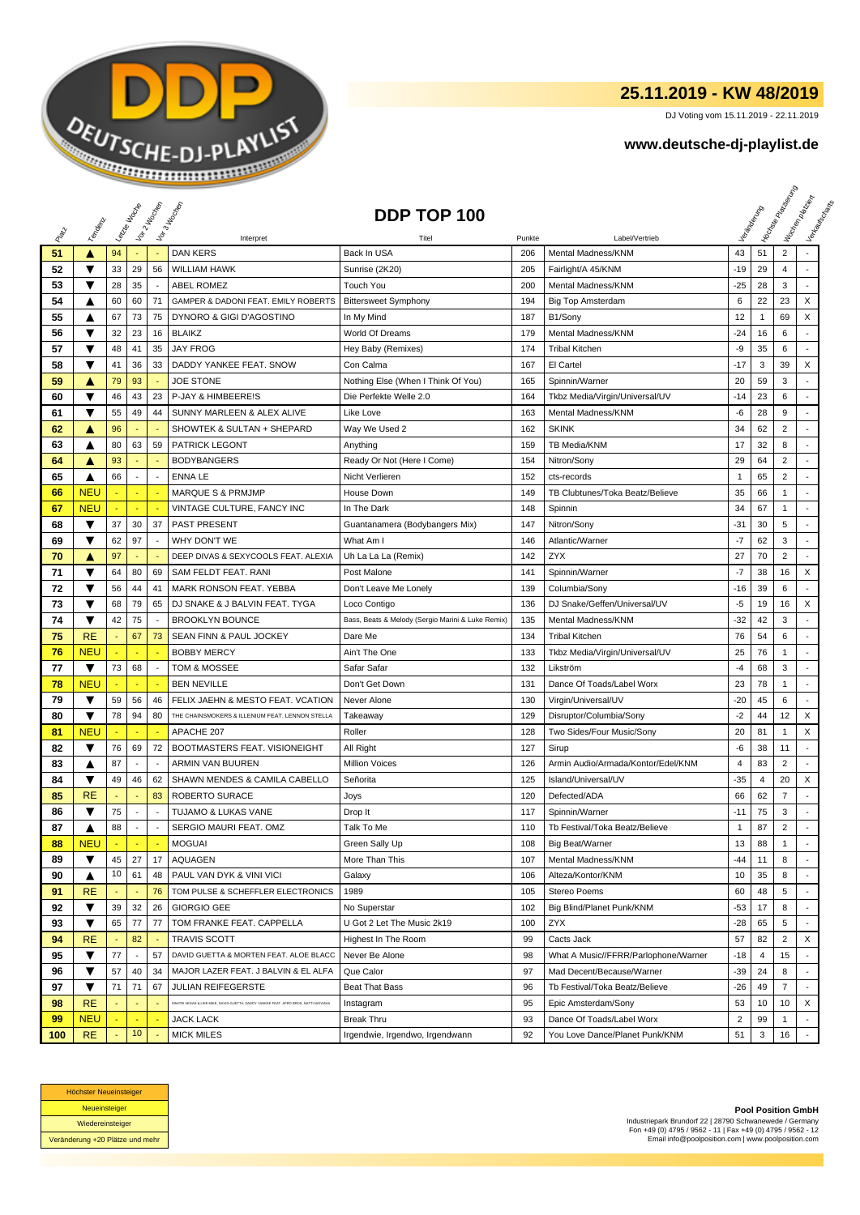## 25.11.2019 - KW 48/2019

DJ Voting vom 15.11.2019 - 22.11.2019

### www.deutsche-dj-playlist.de

# DDP TOP 100

| Platz | Tendenz | Letzte Woche | Vor 2 Wochen | Vor 3 Wochen | Interpret | Titel | Punkte | Label/Vertrieb | Veränderung | Höchste Platzierung | Wochen platziert | Verkaufscharts |
|---|---|---|---|---|---|---|---|---|---|---|---|---|
| 51 | ▲ | 94 | - | - | DAN KERS | Back In USA | 206 | Mental Madness/KNM | 43 | 51 | 2 | - |
| 52 | ▼ | 33 | 29 | 56 | WILLIAM HAWK | Sunrise (2K20) | 205 | Fairlight/A 45/KNM | -19 | 29 | 4 | - |
| 53 | ▼ | 28 | 35 | - | ABEL ROMEZ | Touch You | 200 | Mental Madness/KNM | -25 | 28 | 3 | - |
| 54 | ▲ | 60 | 60 | 71 | GAMPER & DADONI FEAT. EMILY ROBERTS | Bittersweet Symphony | 194 | Big Top Amsterdam | 6 | 22 | 23 | X |
| 55 | ▲ | 67 | 73 | 75 | DYNORO & GIGI D'AGOSTINO | In My Mind | 187 | B1/Sony | 12 | 1 | 69 | X |
| 56 | ▼ | 32 | 23 | 16 | BLAIKZ | World Of Dreams | 179 | Mental Madness/KNM | -24 | 16 | 6 | - |
| 57 | ▼ | 48 | 41 | 35 | JAY FROG | Hey Baby (Remixes) | 174 | Tribal Kitchen | -9 | 35 | 6 | - |
| 58 | ▼ | 41 | 36 | 33 | DADDY YANKEE FEAT. SNOW | Con Calma | 167 | El Cartel | -17 | 3 | 39 | X |
| 59 | ▲ | 79 | 93 | - | JOE STONE | Nothing Else (When I Think Of You) | 165 | Spinnin/Warner | 20 | 59 | 3 | - |
| 60 | ▼ | 46 | 43 | 23 | P-JAY & HIMBEERE!S | Die Perfekte Welle 2.0 | 164 | Tkbz Media/Virgin/Universal/UV | -14 | 23 | 6 | - |
| 61 | ▼ | 55 | 49 | 44 | SUNNY MARLEEN & ALEX ALIVE | Like Love | 163 | Mental Madness/KNM | -6 | 28 | 9 | - |
| 62 | ▲ | 96 | - | - | SHOWTEK & SULTAN + SHEPARD | Way We Used 2 | 162 | SKINK | 34 | 62 | 2 | - |
| 63 | ▲ | 80 | 63 | 59 | PATRICK LEGONT | Anything | 159 | TB Media/KNM | 17 | 32 | 8 | - |
| 64 | ▲ | 93 | - | - | BODYBANGERS | Ready Or Not (Here I Come) | 154 | Nitron/Sony | 29 | 64 | 2 | - |
| 65 | ▲ | 66 | - | - | ENNA LE | Nicht Verlieren | 152 | cts-records | 1 | 65 | 2 | - |
| 66 | NEU | - | - | - | MARQUE S & PRMJMP | House Down | 149 | TB Clubtunes/Toka Beatz/Believe | 35 | 66 | 1 | - |
| 67 | NEU | - | - | - | VINTAGE CULTURE, FANCY INC | In The Dark | 148 | Spinnin | 34 | 67 | 1 | - |
| 68 | ▼ | 37 | 30 | 37 | PAST PRESENT | Guantanamera (Bodybangers Mix) | 147 | Nitron/Sony | -31 | 30 | 5 | - |
| 69 | ▼ | 62 | 97 | - | WHY DON'T WE | What Am I | 146 | Atlantic/Warner | -7 | 62 | 3 | - |
| 70 | ▲ | 97 | - | - | DEEP DIVAS & SEXYCOOLS FEAT. ALEXIA | Uh La La La (Remix) | 142 | ZYX | 27 | 70 | 2 | - |
| 71 | ▼ | 64 | 80 | 69 | SAM FELDT FEAT. RANI | Post Malone | 141 | Spinnin/Warner | -7 | 38 | 16 | X |
| 72 | ▼ | 56 | 44 | 41 | MARK RONSON FEAT. YEBBA | Don't Leave Me Lonely | 139 | Columbia/Sony | -16 | 39 | 6 | - |
| 73 | ▼ | 68 | 79 | 65 | DJ SNAKE & J BALVIN FEAT. TYGA | Loco Contigo | 136 | DJ Snake/Geffen/Universal/UV | -5 | 19 | 16 | X |
| 74 | ▼ | 42 | 75 | - | BROOKLYN BOUNCE | Bass, Beats & Melody (Sergio Marini & Luke Remix) | 135 | Mental Madness/KNM | -32 | 42 | 3 | - |
| 75 | RE | - | 67 | 73 | SEAN FINN & PAUL JOCKEY | Dare Me | 134 | Tribal Kitchen | 76 | 54 | 6 | - |
| 76 | NEU | - | - | - | BOBBY MERCY | Ain't The One | 133 | Tkbz Media/Virgin/Universal/UV | 25 | 76 | 1 | - |
| 77 | ▼ | 73 | 68 | - | TOM & MOSSEE | Safar Safar | 132 | Likström | -4 | 68 | 3 | - |
| 78 | NEU | - | - | - | BEN NEVILLE | Don't Get Down | 131 | Dance Of Toads/Label Worx | 23 | 78 | 1 | - |
| 79 | ▼ | 59 | 56 | 46 | FELIX JAEHN & MESTO FEAT. VCATION | Never Alone | 130 | Virgin/Universal/UV | -20 | 45 | 6 | - |
| 80 | ▼ | 78 | 94 | 80 | THE CHAINSMOKERS & ILLENIUM FEAT. LENNON STELLA | Takeaway | 129 | Disruptor/Columbia/Sony | -2 | 44 | 12 | X |
| 81 | NEU | - | - | - | APACHE 207 | Roller | 128 | Two Sides/Four Music/Sony | 20 | 81 | 1 | X |
| 82 | ▼ | 76 | 69 | 72 | BOOTMASTERS FEAT. VISIONEIGHT | All Right | 127 | Sirup | -6 | 38 | 11 | - |
| 83 | ▲ | 87 | - | - | ARMIN VAN BUUREN | Million Voices | 126 | Armin Audio/Armada/Kontor/Edel/KNM | 4 | 83 | 2 | - |
| 84 | ▼ | 49 | 46 | 62 | SHAWN MENDES & CAMILA CABELLO | Señorita | 125 | Island/Universal/UV | -35 | 4 | 20 | X |
| 85 | RE | - | - | 83 | ROBERTO SURACE | Joys | 120 | Defected/ADA | 66 | 62 | 7 | - |
| 86 | ▼ | 75 | - | - | TUJAMO & LUKAS VANE | Drop It | 117 | Spinnin/Warner | -11 | 75 | 3 | - |
| 87 | ▲ | 88 | - | - | SERGIO MAURI FEAT. OMZ | Talk To Me | 110 | Tb Festival/Toka Beatz/Believe | 1 | 87 | 2 | - |
| 88 | NEU | - | - | - | MOGUAI | Green Sally Up | 108 | Big Beat/Warner | 13 | 88 | 1 | - |
| 89 | ▼ | 45 | 27 | 17 | AQUAGEN | More Than This | 107 | Mental Madness/KNM | -44 | 11 | 8 | - |
| 90 | ▲ | 10 | 61 | 48 | PAUL VAN DYK & VINI VICI | Galaxy | 106 | Alteza/Kontor/KNM | 10 | 35 | 8 | - |
| 91 | RE | - | - | 76 | TOM PULSE & SCHEFFLER ELECTRONICS | 1989 | 105 | Stereo Poems | 60 | 48 | 5 | - |
| 92 | ▼ | 39 | 32 | 26 | GIORGIO GEE | No Superstar | 102 | Big Blind/Planet Punk/KNM | -53 | 17 | 8 | - |
| 93 | ▼ | 65 | 77 | 77 | TOM FRANKE FEAT. CAPPELLA | U Got 2 Let The Music 2k19 | 100 | ZYX | -28 | 65 | 5 | - |
| 94 | RE | - | 82 | - | TRAVIS SCOTT | Highest In The Room | 99 | Cacts Jack | 57 | 82 | 2 | X |
| 95 | ▼ | 77 | - | 57 | DAVID GUETTA & MORTEN FEAT. ALOE BLACC | Never Be Alone | 98 | What A Music//FFRR/Parlophone/Warner | -18 | 4 | 15 | - |
| 96 | ▼ | 57 | 40 | 34 | MAJOR LAZER FEAT. J BALVIN & EL ALFA | Que Calor | 97 | Mad Decent/Because/Warner | -39 | 24 | 8 | - |
| 97 | ▼ | 71 | 71 | 67 | JULIAN REIFEGERSTE | Beat That Bass | 96 | Tb Festival/Toka Beatz/Believe | -26 | 49 | 7 | - |
| 98 | RE | - | - | - | DIMITRI VEGAS & LIKE MIKE, DAVID GUETTA, DADDY YANKEE FEAT. AFRO BROS, NATTI NATASHA | Instagram | 95 | Epic Amsterdam/Sony | 53 | 10 | 10 | X |
| 99 | NEU | - | - | - | JACK LACK | Break Thru | 93 | Dance Of Toads/Label Worx | 2 | 99 | 1 | - |
| 100 | RE | - | 10 | - | MICK MILES | Irgendwie, Irgendwo, Irgendwann | 92 | You Love Dance/Planet Punk/KNM | 51 | 3 | 16 | - |

Höchster Neueinsteiger
Neueinsteiger
Wiedereinsteiger
Veränderung +20 Plätze und mehr

**Pool Position GmbH**
Industriepark Brundorf 22 | 28790 Schwanewede / Germany
Fon +49 (0) 4795 / 9562 - 11 | Fax +49 (0) 4795 / 9562 - 12
Email info@poolposition.com | www.poolposition.com